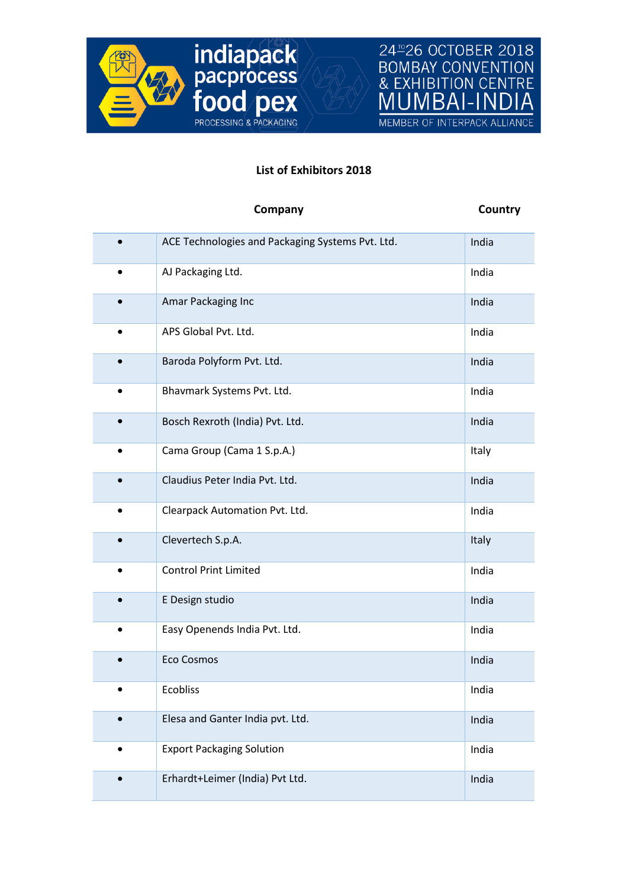indiapack pacprocess food pex
PROCESSING & PACKAGING

24 TO 26 OCTOBER 2018
BOMBAY CONVENTION & EXHIBITION CENTRE
MUMBAI-INDIA
MEMBER OF INTERPACK ALLIANCE

**List of Exhibitors 2018**

| | Company | Country |
|---|---|---|
| • | ACE Technologies and Packaging Systems Pvt. Ltd. | India |
| • | AJ Packaging Ltd. | India |
| • | Amar Packaging Inc | India |
| • | APS Global Pvt. Ltd. | India |
| • | Baroda Polyform Pvt. Ltd. | India |
| • | Bhavmark Systems Pvt. Ltd. | India |
| • | Bosch Rexroth (India) Pvt. Ltd. | India |
| • | Cama Group (Cama 1 S.p.A.) | Italy |
| • | Claudius Peter India Pvt. Ltd. | India |
| • | Clearpack Automation Pvt. Ltd. | India |
| • | Clevertech S.p.A. | Italy |
| • | Control Print Limited | India |
| • | E Design studio | India |
| • | Easy Openends India Pvt. Ltd. | India |
| • | Eco Cosmos | India |
| • | Ecobliss | India |
| • | Elesa and Ganter India pvt. Ltd. | India |
| • | Export Packaging Solution | India |
| • | Erhardt+Leimer (India) Pvt Ltd. | India |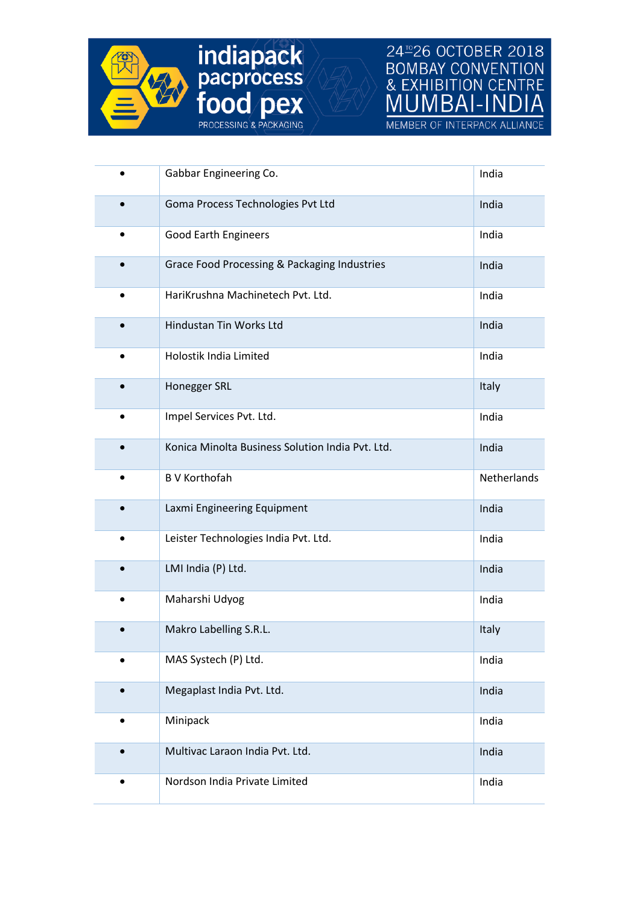| | | |
|---|---|---|
| • | Gabbar Engineering Co. | India |
| • | Goma Process Technologies Pvt Ltd | India |
| • | Good Earth Engineers | India |
| • | Grace Food Processing & Packaging Industries | India |
| • | HariKrushna Machinetech Pvt. Ltd. | India |
| • | Hindustan Tin Works Ltd | India |
| • | Holostik India Limited | India |
| • | Honegger SRL | Italy |
| • | Impel Services Pvt. Ltd. | India |
| • | Konica Minolta Business Solution India Pvt. Ltd. | India |
| • | B V Korthofah | Netherlands |
| • | Laxmi Engineering Equipment | India |
| • | Leister Technologies India Pvt. Ltd. | India |
| • | LMI India (P) Ltd. | India |
| • | Maharshi Udyog | India |
| • | Makro Labelling S.R.L. | Italy |
| • | MAS Systech (P) Ltd. | India |
| • | Megaplast India Pvt. Ltd. | India |
| • | Minipack | India |
| • | Multivac Laraon India Pvt. Ltd. | India |
| • | Nordson India Private Limited | India |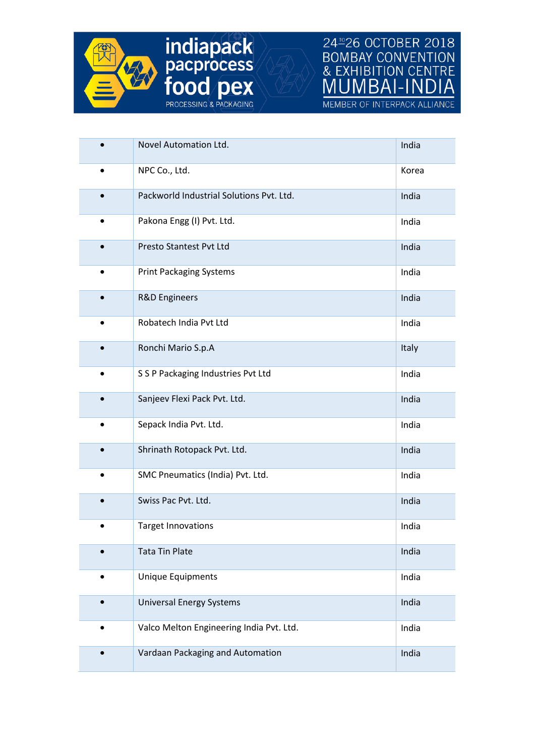| • | Novel Automation Ltd. | India |
|---|---|---|
| • | NPC Co., Ltd. | Korea |
| • | Packworld Industrial Solutions Pvt. Ltd. | India |
| • | Pakona Engg (I) Pvt. Ltd. | India |
| • | Presto Stantest Pvt Ltd | India |
| • | Print Packaging Systems | India |
| • | R&D Engineers | India |
| • | Robatech India Pvt Ltd | India |
| • | Ronchi Mario S.p.A | Italy |
| • | S S P Packaging Industries Pvt Ltd | India |
| • | Sanjeev Flexi Pack Pvt. Ltd. | India |
| • | Sepack India Pvt. Ltd. | India |
| • | Shrinath Rotopack Pvt. Ltd. | India |
| • | SMC Pneumatics (India) Pvt. Ltd. | India |
| • | Swiss Pac Pvt. Ltd. | India |
| • | Target Innovations | India |
| • | Tata Tin Plate | India |
| • | Unique Equipments | India |
| • | Universal Energy Systems | India |
| • | Valco Melton Engineering India Pvt. Ltd. | India |
| • | Vardaan Packaging and Automation | India |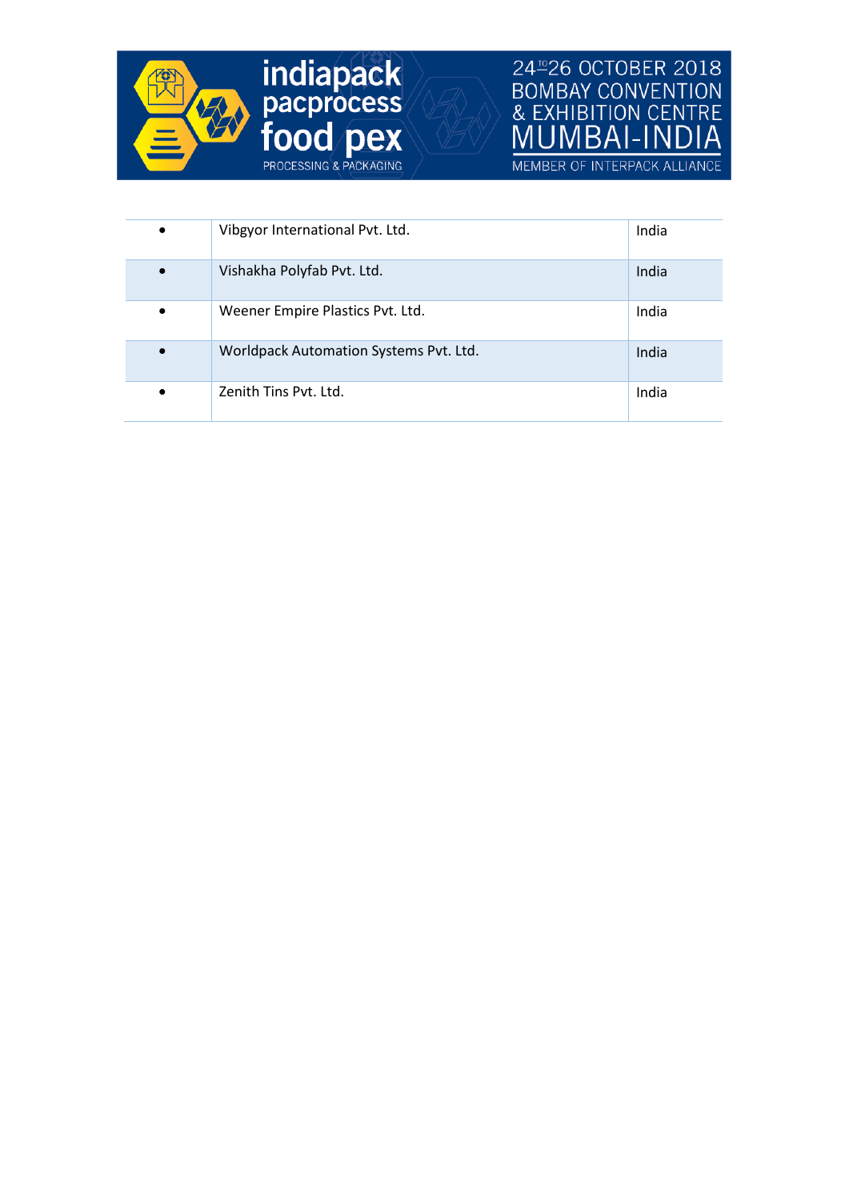| | | |
|---|---|---|
| • | Vibgyor International Pvt. Ltd. | India |
| • | Vishakha Polyfab Pvt. Ltd. | India |
| • | Weener Empire Plastics Pvt. Ltd. | India |
| • | Worldpack Automation Systems Pvt. Ltd. | India |
| • | Zenith Tins Pvt. Ltd. | India |